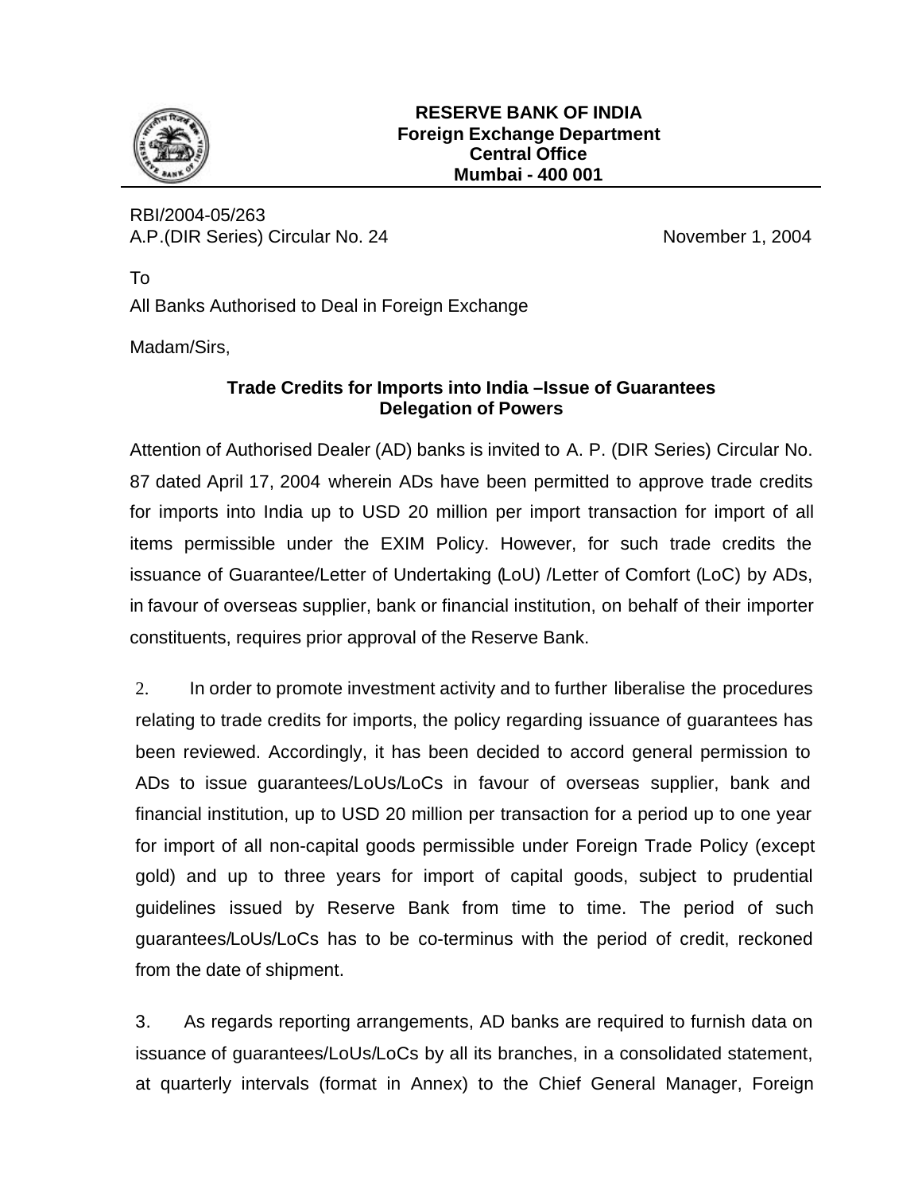**RESERVE BANK OF INDIA**
**Foreign Exchange Department**
**Central Office**
**Mumbai - 400 001**

RBI/2004-05/263
A.P.(DIR Series) Circular No. 24 November 1, 2004

To
All Banks Authorised to Deal in Foreign Exchange

Madam/Sirs,

**Trade Credits for Imports into India –Issue of Guarantees**
**Delegation of Powers**

Attention of Authorised Dealer (AD) banks is invited to A. P. (DIR Series) Circular No. 87 dated April 17, 2004 wherein ADs have been permitted to approve trade credits for imports into India up to USD 20 million per import transaction for import of all items permissible under the EXIM Policy. However, for such trade credits the issuance of Guarantee/Letter of Undertaking (LoU) /Letter of Comfort (LoC) by ADs, in favour of overseas supplier, bank or financial institution, on behalf of their importer constituents, requires prior approval of the Reserve Bank.

2. In order to promote investment activity and to further liberalise the procedures relating to trade credits for imports, the policy regarding issuance of guarantees has been reviewed. Accordingly, it has been decided to accord general permission to ADs to issue guarantees/LoUs/LoCs in favour of overseas supplier, bank and financial institution, up to USD 20 million per transaction for a period up to one year for import of all non-capital goods permissible under Foreign Trade Policy (except gold) and up to three years for import of capital goods, subject to prudential guidelines issued by Reserve Bank from time to time. The period of such guarantees/LoUs/LoCs has to be co-terminus with the period of credit, reckoned from the date of shipment.

3. As regards reporting arrangements, AD banks are required to furnish data on issuance of guarantees/LoUs/LoCs by all its branches, in a consolidated statement, at quarterly intervals (format in Annex) to the Chief General Manager, Foreign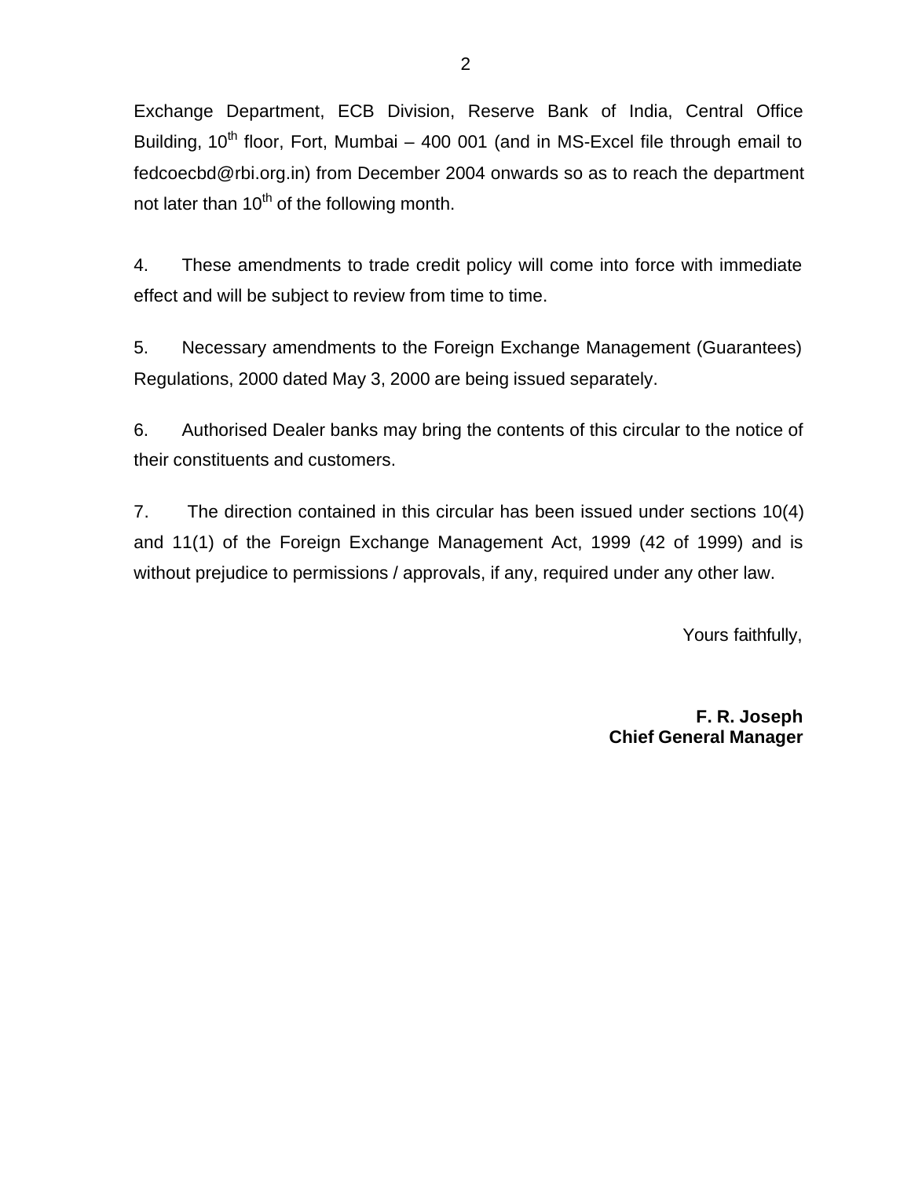Exchange Department, ECB Division, Reserve Bank of India, Central Office Building, 10th floor, Fort, Mumbai – 400 001 (and in MS-Excel file through email to fedcoecbd@rbi.org.in) from December 2004 onwards so as to reach the department not later than 10th of the following month.

4. These amendments to trade credit policy will come into force with immediate effect and will be subject to review from time to time.

5. Necessary amendments to the Foreign Exchange Management (Guarantees) Regulations, 2000 dated May 3, 2000 are being issued separately.

6. Authorised Dealer banks may bring the contents of this circular to the notice of their constituents and customers.

7. The direction contained in this circular has been issued under sections 10(4) and 11(1) of the Foreign Exchange Management Act, 1999 (42 of 1999) and is without prejudice to permissions / approvals, if any, required under any other law.

Yours faithfully,

**F. R. Joseph**
**Chief General Manager**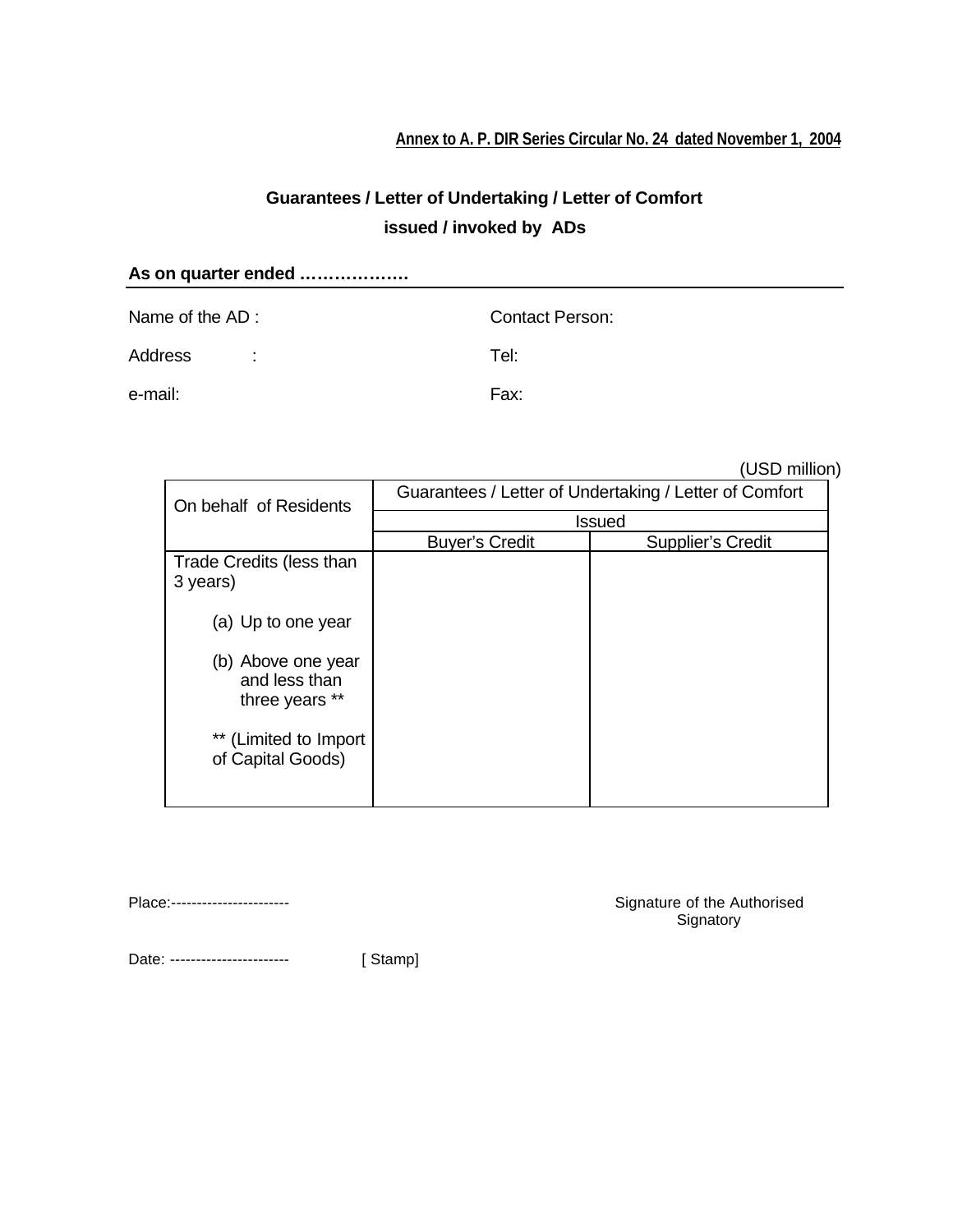**Annex to A. P. DIR Series Circular No. 24 dated November 1, 2004**

## Guarantees / Letter of Undertaking / Letter of Comfort issued / invoked by ADs

**As on quarter ended ……………….**

Name of the AD : Contact Person:

Address : Tel:

e-mail: Fax:

(USD million)

| On behalf of Residents | Guarantees / Letter of Undertaking / Letter of Comfort | |
|---|---|---|
| | Issued | |
| | Buyer's Credit | Supplier's Credit |
| Trade Credits (less than 3 years)<br><br>(a) Up to one year<br><br>(b) Above one year and less than three years **<br><br>** (Limited to Import of Capital Goods) | | |

Place:-----------------------

Signature of the Authorised Signatory

Date: ----------------------- [ Stamp]